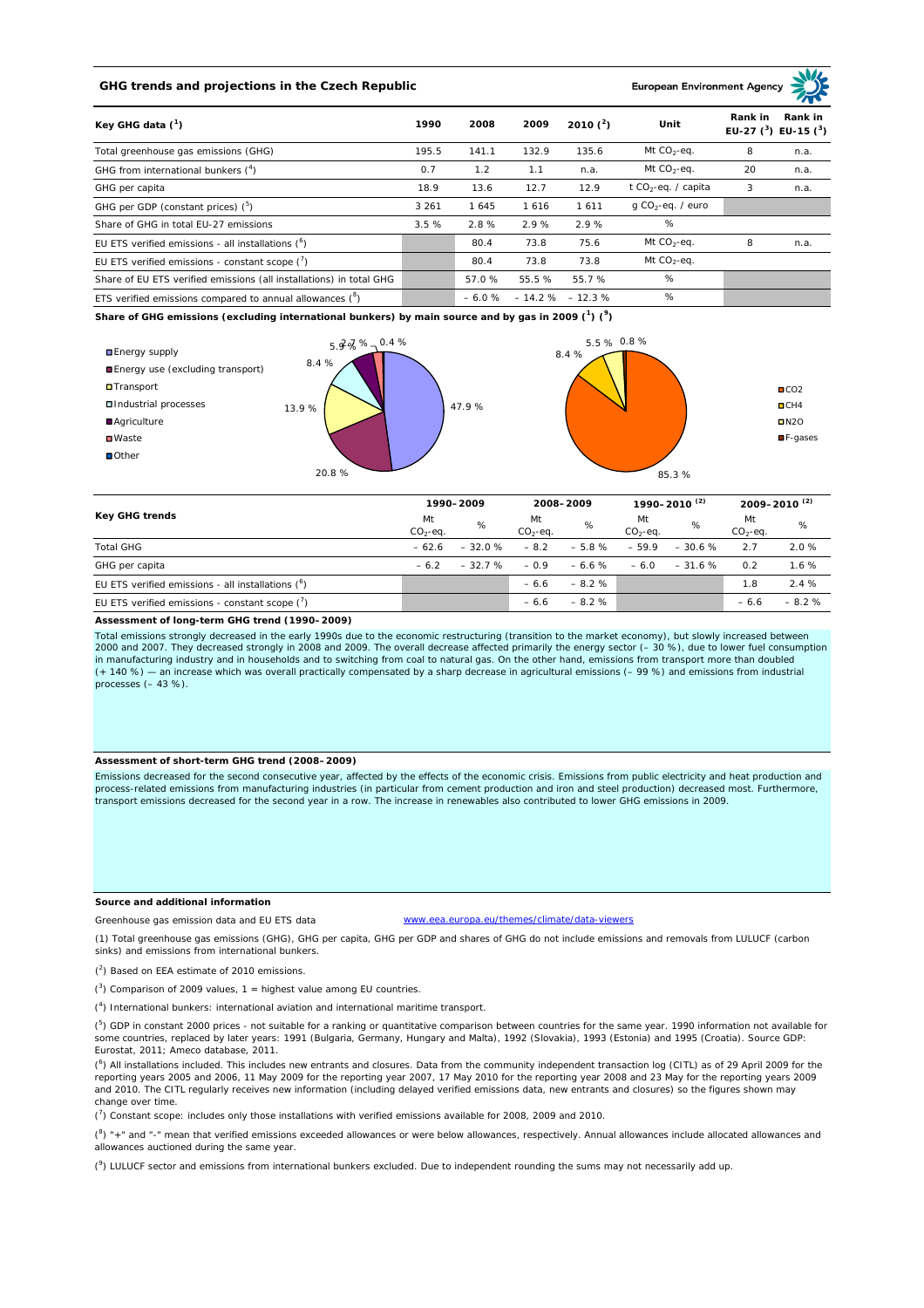## GHG trends and projections in the Czech Republic

European Environment Agency

| Key GHG data [1] | 1990 | 2008 | 2009 | 2010 [2] | Unit | Rank in EU-27 [3] | Rank in EU-15 [3] |
|---|---|---|---|---|---|---|---|
| Total greenhouse gas emissions (GHG) | 195.5 | 141.1 | 132.9 | 135.6 | Mt $CO_2$-eq. | 8 | n.a. |
| GHG from international bunkers [4] | 0.7 | 1.2 | 1.1 | n.a. | Mt $CO_2$-eq. | 20 | n.a. |
| GHG per capita | 18.9 | 13.6 | 12.7 | 12.9 | t $CO_2$-eq. / capita | 3 | n.a. |
| GHG per GDP (constant prices) [5] | 3 261 | 1 645 | 1 616 | 1 611 | g $CO_2$-eq. / euro | | |
| Share of GHG in total EU-27 emissions | 3.5 % | 2.8 % | 2.9 % | 2.9 % | % | | |
| EU ETS verified emissions - all installations [6] | | 80.4 | 73.8 | 75.6 | Mt $CO_2$-eq. | 8 | n.a. |
| EU ETS verified emissions - constant scope [7] | | 80.4 | 73.8 | 73.8 | Mt $CO_2$-eq. | | |
| Share of EU ETS verified emissions (all installations) in total GHG | | 57.0 % | 55.5 % | 55.7 % | % | | |
| ETS verified emissions compared to annual allowances [8] | | – 6.0 % | – 14.2 % | – 12.3 % | % | | |

**Share of GHG emissions (excluding international bunkers) by main source and by gas in 2009 [1] [9]**

By main source: Energy supply 47.9 %; Energy use (excluding transport) 20.8 %; Transport 13.9 %; Industrial processes 8.4 %; Agriculture 5.9 %; Waste 2.7 %; Other 0.4 %

By gas: $CO_2$ 85.3 %; $CH_4$ 8.4 %; $N_2O$ 5.5 %; F-gases 0.8 %

| Key GHG trends | 1990–2009 | | 2008–2009 | | 1990–2010 [2] | | 2009–2010 [2] | |
|---|---|---|---|---|---|---|---|---|
| | Mt $CO_2$-eq. | % | Mt $CO_2$-eq. | % | Mt $CO_2$-eq. | % | Mt $CO_2$-eq. | % |
| Total GHG | – 62.6 | – 32.0 % | – 8.2 | – 5.8 % | – 59.9 | – 30.6 % | 2.7 | 2.0 % |
| GHG per capita | – 6.2 | – 32.7 % | – 0.9 | – 6.6 % | – 6.0 | – 31.6 % | 0.2 | 1.6 % |
| EU ETS verified emissions - all installations [6] | | | – 6.6 | – 8.2 % | | | 1.8 | 2.4 % |
| EU ETS verified emissions - constant scope [7] | | | – 6.6 | – 8.2 % | | | – 6.6 | – 8.2 % |

**Assessment of long-term GHG trend (1990–2009)**

Total emissions strongly decreased in the early 1990s due to the economic restructuring (transition to the market economy), but slowly increased between 2000 and 2007. They decreased strongly in 2008 and 2009. The overall decrease affected primarily the energy sector (– 30 %), due to lower fuel consumption in manufacturing industry and in households and to switching from coal to natural gas. On the other hand, emissions from transport more than doubled (+ 140 %) — an increase which was overall practically compensated by a sharp decrease in agricultural emissions (– 99 %) and emissions from industrial processes (– 43 %).

**Assessment of short-term GHG trend (2008–2009)**

Emissions decreased for the second consecutive year, affected by the effects of the economic crisis. Emissions from public electricity and heat production and process-related emissions from manufacturing industries (in particular from cement production and iron and steel production) decreased most. Furthermore, transport emissions decreased for the second year in a row. The increase in renewables also contributed to lower GHG emissions in 2009.

**Source and additional information**

Greenhouse gas emission data and EU ETS data www.eea.europa.eu/themes/climate/data-viewers

(1) Total greenhouse gas emissions (GHG), GHG per capita, GHG per GDP and shares of GHG do not include emissions and removals from LULUCF (carbon sinks) and emissions from international bunkers.

(2) Based on EEA estimate of 2010 emissions.

(3) Comparison of 2009 values, 1 = highest value among EU countries.

(4) International bunkers: international aviation and international maritime transport.

(5) GDP in constant 2000 prices - not suitable for a ranking or quantitative comparison between countries for the same year. 1990 information not available for some countries, replaced by later years: 1991 (Bulgaria, Germany, Hungary and Malta), 1992 (Slovakia), 1993 (Estonia) and 1995 (Croatia). Source GDP: Eurostat, 2011; Ameco database, 2011.

(6) All installations included. This includes new entrants and closures. Data from the community independent transaction log (CITL) as of 29 April 2009 for the reporting years 2005 and 2006, 11 May 2009 for the reporting year 2007, 17 May 2010 for the reporting year 2008 and 23 May for the reporting years 2009 and 2010. The CITL regularly receives new information (including delayed verified emissions data, new entrants and closures) so the figures shown may change over time.

(7) Constant scope: includes only those installations with verified emissions available for 2008, 2009 and 2010.

(8) "+" and "-" mean that verified emissions exceeded allowances or were below allowances, respectively. Annual allowances include allocated allowances and allowances auctioned during the same year.

(9) LULUCF sector and emissions from international bunkers excluded. Due to independent rounding the sums may not necessarily add up.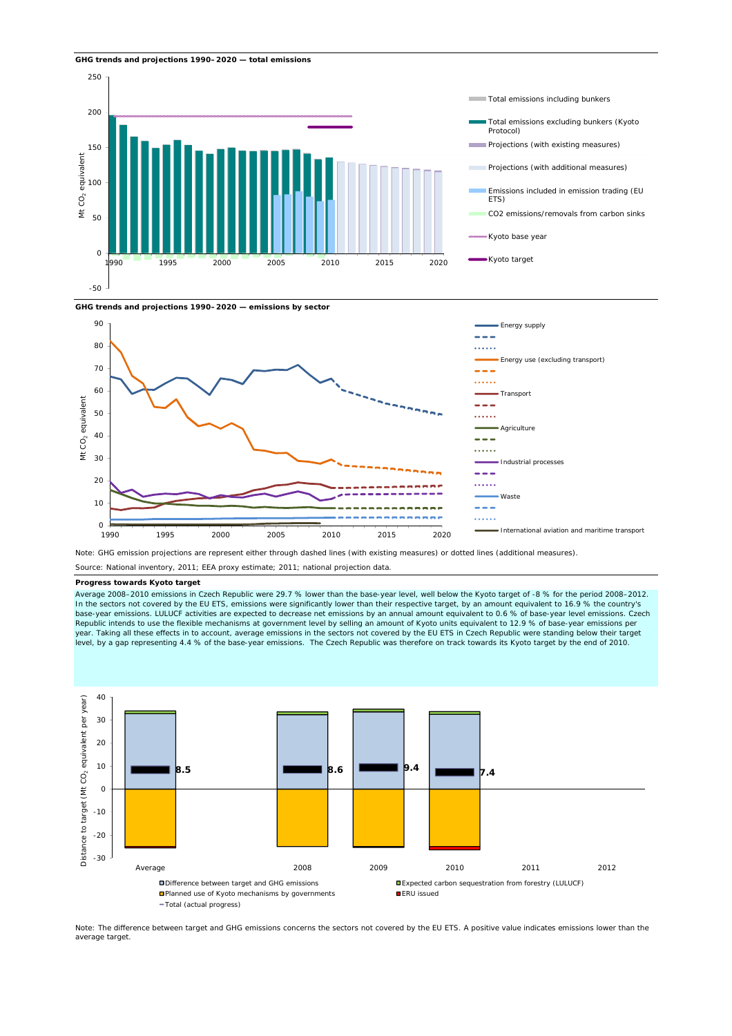**GHG trends and projections 1990–2020 — total emissions**

250
200
150
100
50
0
-50

Mt $CO_2$ equivalent

1990 1995 2000 2005 2010 2015 2020

Total emissions including bunkers
Total emissions excluding bunkers (Kyoto Protocol)
Projections (with existing measures)
Projections (with additional measures)
Emissions included in emission trading (EU ETS)
CO2 emissions/removals from carbon sinks
Kyoto base year
Kyoto target

**GHG trends and projections 1990–2020 — emissions by sector**

90
80
70
60
50
40
30
20
10
0

Mt $CO_2$ equivalent

1990 1995 2000 2005 2010 2015 2020

Energy supply
Energy use (excluding transport)
Transport
Agriculture
Industrial processes
Waste
International aviation and maritime transport

Note: GHG emission projections are represent either through dashed lines (with existing measures) or dotted lines (additional measures).

Source: National inventory, 2011; EEA proxy estimate; 2011; national projection data.

**Progress towards Kyoto target**

Average 2008–2010 emissions in Czech Republic were 29.7 % lower than the base-year level, well below the Kyoto target of -8 % for the period 2008–2012. In the sectors not covered by the EU ETS, emissions were significantly lower than their respective target, by an amount equivalent to 16.9 % the country's base-year emissions. LULUCF activities are expected to decrease net emissions by an annual amount equivalent to 0.6 % of base-year level emissions. Czech Republic intends to use the flexible mechanisms at government level by selling an amount of Kyoto units equivalent to 12.9 % of base-year emissions per year. Taking all these effects in to account, average emissions in the sectors not covered by the EU ETS in Czech Republic were standing below their target level, by a gap representing 4.4 % of the base-year emissions. The Czech Republic was therefore on track towards its Kyoto target by the end of 2010.

40
30
20
10
0
-10
-20
-30

Distance to target (Mt $CO_2$ equivalent per year)

8.5
8.6
9.4
7.4

Average 2008 2009 2010 2011 2012

Difference between target and GHG emissions
Expected carbon sequestration from forestry (LULUCF)
Planned use of Kyoto mechanisms by governments
ERU issued
Total (actual progress)

Note: The difference between target and GHG emissions concerns the sectors not covered by the EU ETS. A positive value indicates emissions lower than the average target.